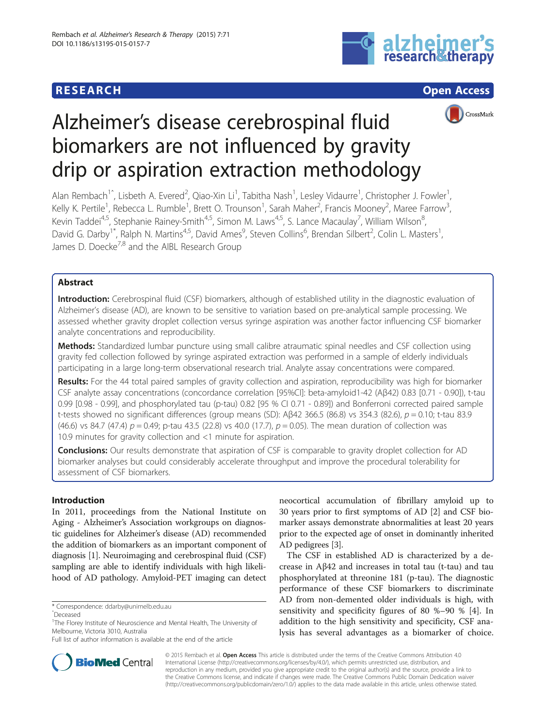RESEARCH Open Access

# Alzheimer's disease cerebrospinal fluid biomarkers are not influenced by gravity drip or aspiration extraction methodology

Alan Rembach[1^], Lisbeth A. Evered[2], Qiao-Xin Li[1], Tabitha Nash[1], Lesley Vidaurre[1], Christopher J. Fowler[1], Kelly K. Pertile[1], Rebecca L. Rumble[1], Brett O. Trounson[1], Sarah Maher[2], Francis Mooney[2], Maree Farrow[3], Kevin Taddei[4,5], Stephanie Rainey-Smith[4,5], Simon M. Laws[4,5], S. Lance Macaulay[7], William Wilson[8], David G. Darby[1*], Ralph N. Martins[4,5], David Ames[9], Steven Collins[6], Brendan Silbert[2], Colin L. Masters[1], James D. Doecke[7,8] and the AIBL Research Group

## Abstract

**Introduction:** Cerebrospinal fluid (CSF) biomarkers, although of established utility in the diagnostic evaluation of Alzheimer's disease (AD), are known to be sensitive to variation based on pre-analytical sample processing. We assessed whether gravity droplet collection versus syringe aspiration was another factor influencing CSF biomarker analyte concentrations and reproducibility.

**Methods:** Standardized lumbar puncture using small calibre atraumatic spinal needles and CSF collection using gravity fed collection followed by syringe aspirated extraction was performed in a sample of elderly individuals participating in a large long-term observational research trial. Analyte assay concentrations were compared.

**Results:** For the 44 total paired samples of gravity collection and aspiration, reproducibility was high for biomarker CSF analyte assay concentrations (concordance correlation [95%CI]: beta-amyloid1-42 (Aβ42) 0.83 [0.71 - 0.90]), t-tau 0.99 [0.98 - 0.99], and phosphorylated tau (p-tau) 0.82 [95 % CI 0.71 - 0.89]) and Bonferroni corrected paired sample t-tests showed no significant differences (group means (SD): Aβ42 366.5 (86.8) vs 354.3 (82.6), $p = 0.10$; t-tau 83.9 (46.6) vs 84.7 (47.4) $p = 0.49$; p-tau 43.5 (22.8) vs 40.0 (17.7), $p = 0.05$). The mean duration of collection was 10.9 minutes for gravity collection and <1 minute for aspiration.

**Conclusions:** Our results demonstrate that aspiration of CSF is comparable to gravity droplet collection for AD biomarker analyses but could considerably accelerate throughput and improve the procedural tolerability for assessment of CSF biomarkers.

## Introduction

In 2011, proceedings from the National Institute on Aging - Alzheimer's Association workgroups on diagnostic guidelines for Alzheimer's disease (AD) recommended the addition of biomarkers as an important component of diagnosis [1]. Neuroimaging and cerebrospinal fluid (CSF) sampling are able to identify individuals with high likelihood of AD pathology. Amyloid-PET imaging can detect neocortical accumulation of fibrillary amyloid up to 30 years prior to first symptoms of AD [2] and CSF biomarker assays demonstrate abnormalities at least 20 years prior to the expected age of onset in dominantly inherited AD pedigrees [3].

The CSF in established AD is characterized by a decrease in Aβ42 and increases in total tau (t-tau) and tau phosphorylated at threonine 181 (p-tau). The diagnostic performance of these CSF biomarkers to discriminate AD from non-demented older individuals is high, with sensitivity and specificity figures of 80 %–90 % [4]. In addition to the high sensitivity and specificity, CSF analysis has several advantages as a biomarker of choice.

\* Correspondence: ddarby@unimelb.edu.au
^Deceased
[1]The Florey Institute of Neuroscience and Mental Health, The University of Melbourne, Victoria 3010, Australia
Full list of author information is available at the end of the article

© 2015 Rembach et al. **Open Access** This article is distributed under the terms of the Creative Commons Attribution 4.0 International License (http://creativecommons.org/licenses/by/4.0/), which permits unrestricted use, distribution, and reproduction in any medium, provided you give appropriate credit to the original author(s) and the source, provide a link to the Creative Commons license, and indicate if changes were made. The Creative Commons Public Domain Dedication waiver (http://creativecommons.org/publicdomain/zero/1.0/) applies to the data made available in this article, unless otherwise stated.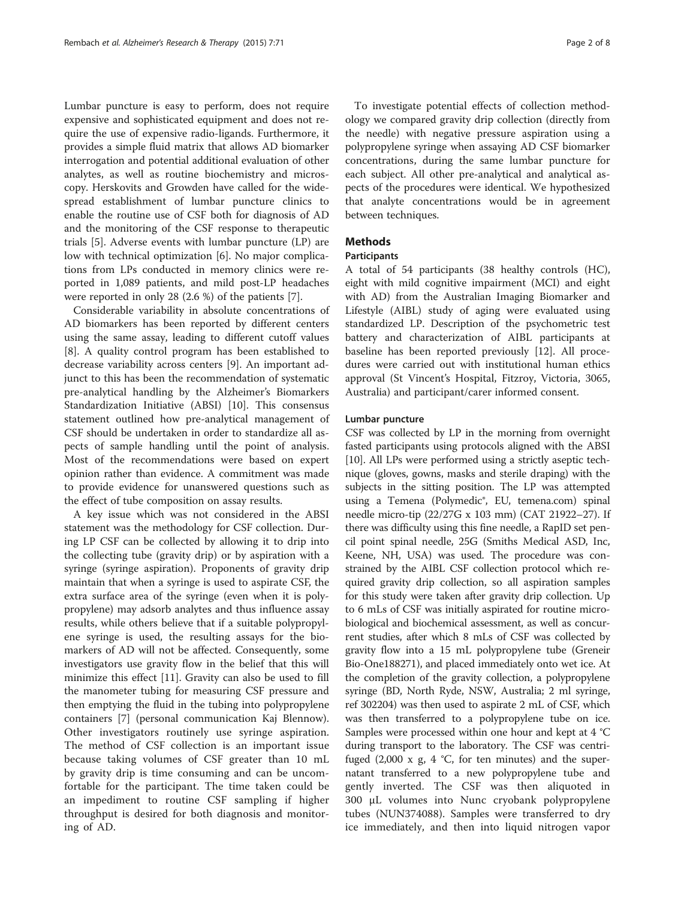Lumbar puncture is easy to perform, does not require expensive and sophisticated equipment and does not require the use of expensive radio-ligands. Furthermore, it provides a simple fluid matrix that allows AD biomarker interrogation and potential additional evaluation of other analytes, as well as routine biochemistry and microscopy. Herskovits and Growden have called for the widespread establishment of lumbar puncture clinics to enable the routine use of CSF both for diagnosis of AD and the monitoring of the CSF response to therapeutic trials [5]. Adverse events with lumbar puncture (LP) are low with technical optimization [6]. No major complications from LPs conducted in memory clinics were reported in 1,089 patients, and mild post-LP headaches were reported in only 28 (2.6 %) of the patients [7].

Considerable variability in absolute concentrations of AD biomarkers has been reported by different centers using the same assay, leading to different cutoff values [8]. A quality control program has been established to decrease variability across centers [9]. An important adjunct to this has been the recommendation of systematic pre-analytical handling by the Alzheimer's Biomarkers Standardization Initiative (ABSI) [10]. This consensus statement outlined how pre-analytical management of CSF should be undertaken in order to standardize all aspects of sample handling until the point of analysis. Most of the recommendations were based on expert opinion rather than evidence. A commitment was made to provide evidence for unanswered questions such as the effect of tube composition on assay results.

A key issue which was not considered in the ABSI statement was the methodology for CSF collection. During LP CSF can be collected by allowing it to drip into the collecting tube (gravity drip) or by aspiration with a syringe (syringe aspiration). Proponents of gravity drip maintain that when a syringe is used to aspirate CSF, the extra surface area of the syringe (even when it is polypropylene) may adsorb analytes and thus influence assay results, while others believe that if a suitable polypropylene syringe is used, the resulting assays for the biomarkers of AD will not be affected. Consequently, some investigators use gravity flow in the belief that this will minimize this effect [11]. Gravity can also be used to fill the manometer tubing for measuring CSF pressure and then emptying the fluid in the tubing into polypropylene containers [7] (personal communication Kaj Blennow). Other investigators routinely use syringe aspiration. The method of CSF collection is an important issue because taking volumes of CSF greater than 10 mL by gravity drip is time consuming and can be uncomfortable for the participant. The time taken could be an impediment to routine CSF sampling if higher throughput is desired for both diagnosis and monitoring of AD.

To investigate potential effects of collection methodology we compared gravity drip collection (directly from the needle) with negative pressure aspiration using a polypropylene syringe when assaying AD CSF biomarker concentrations, during the same lumbar puncture for each subject. All other pre-analytical and analytical aspects of the procedures were identical. We hypothesized that analyte concentrations would be in agreement between techniques.

## Methods

### Participants

A total of 54 participants (38 healthy controls (HC), eight with mild cognitive impairment (MCI) and eight with AD) from the Australian Imaging Biomarker and Lifestyle (AIBL) study of aging were evaluated using standardized LP. Description of the psychometric test battery and characterization of AIBL participants at baseline has been reported previously [12]. All procedures were carried out with institutional human ethics approval (St Vincent's Hospital, Fitzroy, Victoria, 3065, Australia) and participant/carer informed consent.

### Lumbar puncture

CSF was collected by LP in the morning from overnight fasted participants using protocols aligned with the ABSI [10]. All LPs were performed using a strictly aseptic technique (gloves, gowns, masks and sterile draping) with the subjects in the sitting position. The LP was attempted using a Temena (Polymedic®, EU, temena.com) spinal needle micro-tip (22/27G x 103 mm) (CAT 21922–27). If there was difficulty using this fine needle, a RapID set pencil point spinal needle, 25G (Smiths Medical ASD, Inc, Keene, NH, USA) was used. The procedure was constrained by the AIBL CSF collection protocol which required gravity drip collection, so all aspiration samples for this study were taken after gravity drip collection. Up to 6 mLs of CSF was initially aspirated for routine microbiological and biochemical assessment, as well as concurrent studies, after which 8 mLs of CSF was collected by gravity flow into a 15 mL polypropylene tube (Greneir Bio-One188271), and placed immediately onto wet ice. At the completion of the gravity collection, a polypropylene syringe (BD, North Ryde, NSW, Australia; 2 ml syringe, ref 302204) was then used to aspirate 2 mL of CSF, which was then transferred to a polypropylene tube on ice. Samples were processed within one hour and kept at 4 °C during transport to the laboratory. The CSF was centrifuged (2,000 x g, 4 °C, for ten minutes) and the supernatant transferred to a new polypropylene tube and gently inverted. The CSF was then aliquoted in 300 μL volumes into Nunc cryobank polypropylene tubes (NUN374088). Samples were transferred to dry ice immediately, and then into liquid nitrogen vapor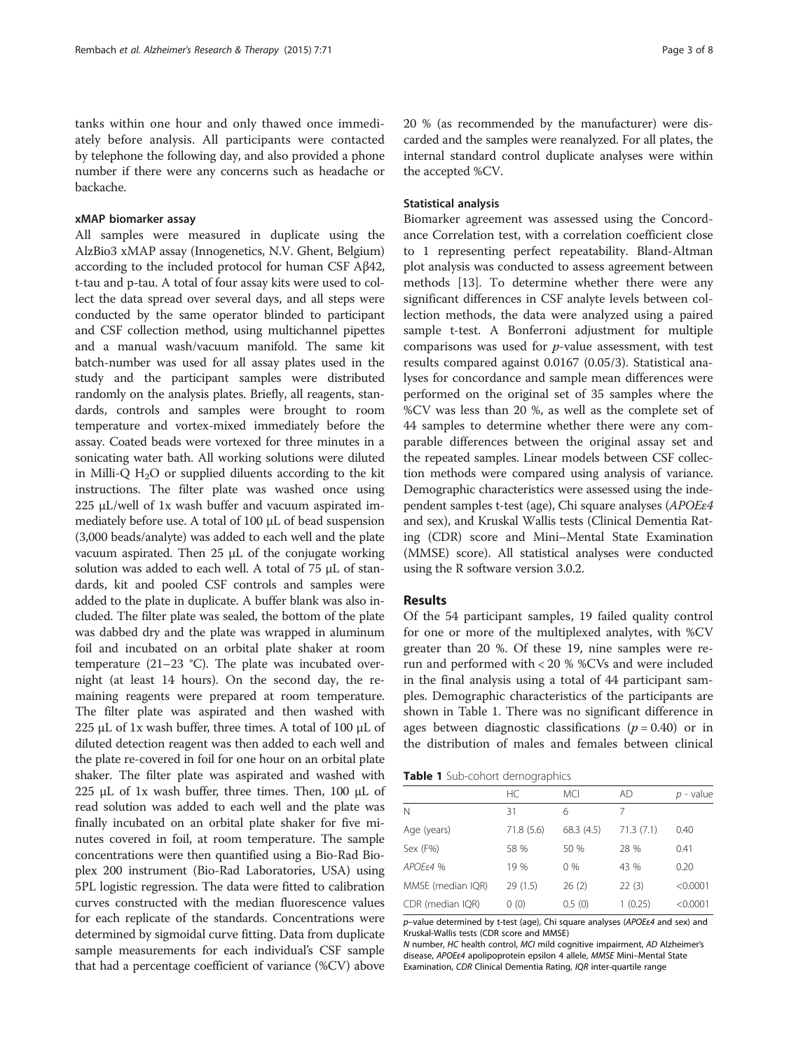tanks within one hour and only thawed once immediately before analysis. All participants were contacted by telephone the following day, and also provided a phone number if there were any concerns such as headache or backache.

### xMAP biomarker assay

All samples were measured in duplicate using the AlzBio3 xMAP assay (Innogenetics, N.V. Ghent, Belgium) according to the included protocol for human CSF Aβ42, t-tau and p-tau. A total of four assay kits were used to collect the data spread over several days, and all steps were conducted by the same operator blinded to participant and CSF collection method, using multichannel pipettes and a manual wash/vacuum manifold. The same kit batch-number was used for all assay plates used in the study and the participant samples were distributed randomly on the analysis plates. Briefly, all reagents, standards, controls and samples were brought to room temperature and vortex-mixed immediately before the assay. Coated beads were vortexed for three minutes in a sonicating water bath. All working solutions were diluted in Milli-Q $H_2O$ or supplied diluents according to the kit instructions. The filter plate was washed once using 225 μL/well of 1x wash buffer and vacuum aspirated immediately before use. A total of 100 μL of bead suspension (3,000 beads/analyte) was added to each well and the plate vacuum aspirated. Then 25 μL of the conjugate working solution was added to each well. A total of 75 μL of standards, kit and pooled CSF controls and samples were added to the plate in duplicate. A buffer blank was also included. The filter plate was sealed, the bottom of the plate was dabbed dry and the plate was wrapped in aluminum foil and incubated on an orbital plate shaker at room temperature (21–23 °C). The plate was incubated overnight (at least 14 hours). On the second day, the remaining reagents were prepared at room temperature. The filter plate was aspirated and then washed with 225 μL of 1x wash buffer, three times. A total of 100 μL of diluted detection reagent was then added to each well and the plate re-covered in foil for one hour on an orbital plate shaker. The filter plate was aspirated and washed with 225 μL of 1x wash buffer, three times. Then, 100 μL of read solution was added to each well and the plate was finally incubated on an orbital plate shaker for five minutes covered in foil, at room temperature. The sample concentrations were then quantified using a Bio-Rad Bioplex 200 instrument (Bio-Rad Laboratories, USA) using 5PL logistic regression. The data were fitted to calibration curves constructed with the median fluorescence values for each replicate of the standards. Concentrations were determined by sigmoidal curve fitting. Data from duplicate sample measurements for each individual's CSF sample that had a percentage coefficient of variance (%CV) above 20 % (as recommended by the manufacturer) were discarded and the samples were reanalyzed. For all plates, the internal standard control duplicate analyses were within the accepted %CV.

### Statistical analysis

Biomarker agreement was assessed using the Concordance Correlation test, with a correlation coefficient close to 1 representing perfect repeatability. Bland-Altman plot analysis was conducted to assess agreement between methods [13]. To determine whether there were any significant differences in CSF analyte levels between collection methods, the data were analyzed using a paired sample t-test. A Bonferroni adjustment for multiple comparisons was used for $p$-value assessment, with test results compared against 0.0167 (0.05/3). Statistical analyses for concordance and sample mean differences were performed on the original set of 35 samples where the %CV was less than 20 %, as well as the complete set of 44 samples to determine whether there were any comparable differences between the original assay set and the repeated samples. Linear models between CSF collection methods were compared using analysis of variance. Demographic characteristics were assessed using the independent samples t-test (age), Chi square analyses (*APOEε4* and sex), and Kruskal Wallis tests (Clinical Dementia Rating (CDR) score and Mini–Mental State Examination (MMSE) score). All statistical analyses were conducted using the R software version 3.0.2.

## Results

Of the 54 participant samples, 19 failed quality control for one or more of the multiplexed analytes, with %CV greater than 20 %. Of these 19, nine samples were rerun and performed with < 20 % %CVs and were included in the final analysis using a total of 44 participant samples. Demographic characteristics of the participants are shown in Table 1. There was no significant difference in ages between diagnostic classifications ($p = 0.40$) or in the distribution of males and females between clinical

**Table 1** Sub-cohort demographics

| | HC | MCI | AD | $p$ - value |
|---|---|---|---|---|
| N | 31 | 6 | 7 | |
| Age (years) | 71.8 (5.6) | 68.3 (4.5) | 71.3 (7.1) | 0.40 |
| Sex (F%) | 58 % | 50 % | 28 % | 0.41 |
| *APOEε4* % | 19 % | 0 % | 43 % | 0.20 |
| MMSE (median IQR) | 29 (1.5) | 26 (2) | 22 (3) | <0.0001 |
| CDR (median IQR) | 0 (0) | 0.5 (0) | 1 (0.25) | <0.0001 |

$p$–value determined by t-test (age), Chi square analyses (*APOEε4* and sex) and Kruskal-Wallis tests (CDR score and MMSE)

*N* number, *HC* health control, *MCI* mild cognitive impairment, *AD* Alzheimer's disease, *APOEε4* apolipoprotein epsilon 4 allele, *MMSE* Mini–Mental State Examination, *CDR* Clinical Dementia Rating, *IQR* inter-quartile range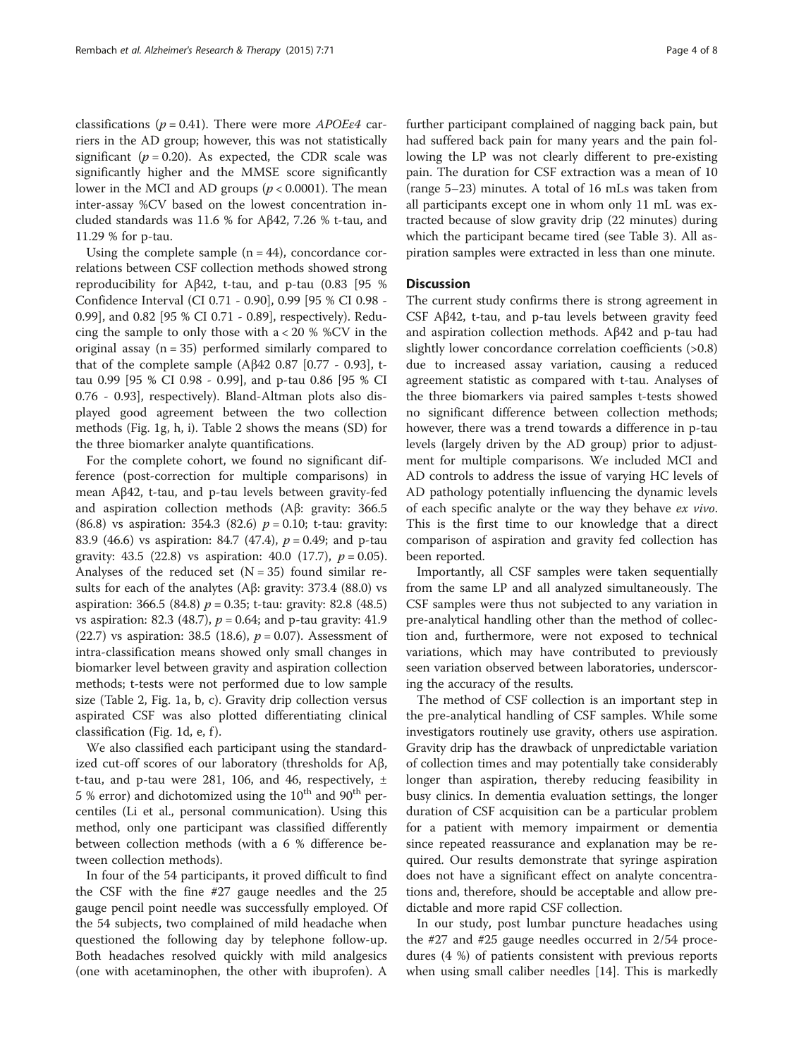classifications ($p = 0.41$). There were more *APOEε4* carriers in the AD group; however, this was not statistically significant ($p = 0.20$). As expected, the CDR scale was significantly higher and the MMSE score significantly lower in the MCI and AD groups ($p < 0.0001$). The mean inter-assay %CV based on the lowest concentration included standards was 11.6 % for Aβ42, 7.26 % t-tau, and 11.29 % for p-tau.

Using the complete sample ($n = 44$), concordance correlations between CSF collection methods showed strong reproducibility for Aβ42, t-tau, and p-tau (0.83 [95 % Confidence Interval (CI 0.71 - 0.90], 0.99 [95 % CI 0.98 - 0.99], and 0.82 [95 % CI 0.71 - 0.89], respectively). Reducing the sample to only those with a < 20 % %CV in the original assay ($n = 35$) performed similarly compared to that of the complete sample (Aβ42 0.87 [0.77 - 0.93], t-tau 0.99 [95 % CI 0.98 - 0.99], and p-tau 0.86 [95 % CI 0.76 - 0.93], respectively). Bland-Altman plots also displayed good agreement between the two collection methods (Fig. 1g, h, i). Table 2 shows the means (SD) for the three biomarker analyte quantifications.

For the complete cohort, we found no significant difference (post-correction for multiple comparisons) in mean Aβ42, t-tau, and p-tau levels between gravity-fed and aspiration collection methods (Aβ: gravity: 366.5 (86.8) vs aspiration: 354.3 (82.6) $p = 0.10$; t-tau: gravity: 83.9 (46.6) vs aspiration: 84.7 (47.4), $p = 0.49$; and p-tau gravity: 43.5 (22.8) vs aspiration: 40.0 (17.7), $p = 0.05$). Analyses of the reduced set ($N = 35$) found similar results for each of the analytes (Aβ: gravity: 373.4 (88.0) vs aspiration: 366.5 (84.8) $p = 0.35$; t-tau: gravity: 82.8 (48.5) vs aspiration: 82.3 (48.7), $p = 0.64$; and p-tau gravity: 41.9 (22.7) vs aspiration: 38.5 (18.6), $p = 0.07$). Assessment of intra-classification means showed only small changes in biomarker level between gravity and aspiration collection methods; t-tests were not performed due to low sample size (Table 2, Fig. 1a, b, c). Gravity drip collection versus aspirated CSF was also plotted differentiating clinical classification (Fig. 1d, e, f).

We also classified each participant using the standardized cut-off scores of our laboratory (thresholds for Aβ, t-tau, and p-tau were 281, 106, and 46, respectively, ± 5 % error) and dichotomized using the 10[th] and 90[th] percentiles (Li et al., personal communication). Using this method, only one participant was classified differently between collection methods (with a 6 % difference between collection methods).

In four of the 54 participants, it proved difficult to find the CSF with the fine #27 gauge needles and the 25 gauge pencil point needle was successfully employed. Of the 54 subjects, two complained of mild headache when questioned the following day by telephone follow-up. Both headaches resolved quickly with mild analgesics (one with acetaminophen, the other with ibuprofen). A further participant complained of nagging back pain, but had suffered back pain for many years and the pain following the LP was not clearly different to pre-existing pain. The duration for CSF extraction was a mean of 10 (range 5–23) minutes. A total of 16 mLs was taken from all participants except one in whom only 11 mL was extracted because of slow gravity drip (22 minutes) during which the participant became tired (see Table 3). All aspiration samples were extracted in less than one minute.

## Discussion

The current study confirms there is strong agreement in CSF Aβ42, t-tau, and p-tau levels between gravity feed and aspiration collection methods. Aβ42 and p-tau had slightly lower concordance correlation coefficients (>0.8) due to increased assay variation, causing a reduced agreement statistic as compared with t-tau. Analyses of the three biomarkers via paired samples t-tests showed no significant difference between collection methods; however, there was a trend towards a difference in p-tau levels (largely driven by the AD group) prior to adjustment for multiple comparisons. We included MCI and AD controls to address the issue of varying HC levels of AD pathology potentially influencing the dynamic levels of each specific analyte or the way they behave *ex vivo*. This is the first time to our knowledge that a direct comparison of aspiration and gravity fed collection has been reported.

Importantly, all CSF samples were taken sequentially from the same LP and all analyzed simultaneously. The CSF samples were thus not subjected to any variation in pre-analytical handling other than the method of collection and, furthermore, were not exposed to technical variations, which may have contributed to previously seen variation observed between laboratories, underscoring the accuracy of the results.

The method of CSF collection is an important step in the pre-analytical handling of CSF samples. While some investigators routinely use gravity, others use aspiration. Gravity drip has the drawback of unpredictable variation of collection times and may potentially take considerably longer than aspiration, thereby reducing feasibility in busy clinics. In dementia evaluation settings, the longer duration of CSF acquisition can be a particular problem for a patient with memory impairment or dementia since repeated reassurance and explanation may be required. Our results demonstrate that syringe aspiration does not have a significant effect on analyte concentrations and, therefore, should be acceptable and allow predictable and more rapid CSF collection.

In our study, post lumbar puncture headaches using the #27 and #25 gauge needles occurred in 2/54 procedures (4 %) of patients consistent with previous reports when using small caliber needles [14]. This is markedly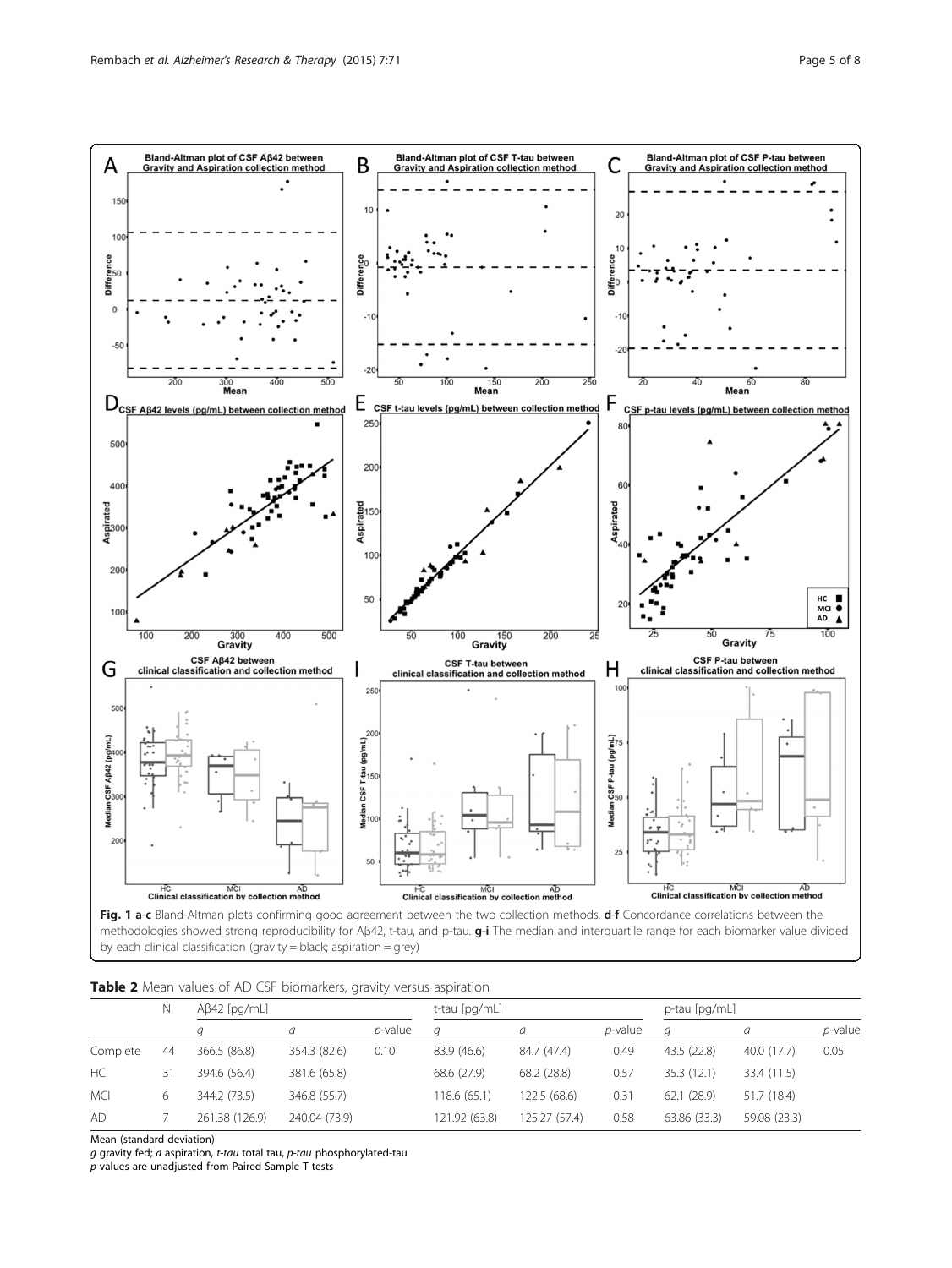**Fig. 1 a-c** Bland-Altman plots confirming good agreement between the two collection methods. **d-f** Concordance correlations between the methodologies showed strong reproducibility for Aβ42, t-tau, and p-tau. **g-i** The median and interquartile range for each biomarker value divided by each clinical classification (gravity = black; aspiration = grey)

**Table 2** Mean values of AD CSF biomarkers, gravity versus aspiration

| | N | Aβ42 [pg/mL] | | | t-tau [pg/mL] | | | p-tau [pg/mL] | | |
|---|---|---|---|---|---|---|---|---|---|---|
| | | *g* | *a* | *p*-value | *g* | *a* | *p*-value | *g* | *a* | *p*-value |
| Complete | 44 | 366.5 (86.8) | 354.3 (82.6) | 0.10 | 83.9 (46.6) | 84.7 (47.4) | 0.49 | 43.5 (22.8) | 40.0 (17.7) | 0.05 |
| HC | 31 | 394.6 (56.4) | 381.6 (65.8) | | 68.6 (27.9) | 68.2 (28.8) | 0.57 | 35.3 (12.1) | 33.4 (11.5) | |
| MCI | 6 | 344.2 (73.5) | 346.8 (55.7) | | 118.6 (65.1) | 122.5 (68.6) | 0.31 | 62.1 (28.9) | 51.7 (18.4) | |
| AD | 7 | 261.38 (126.9) | 240.04 (73.9) | | 121.92 (63.8) | 125.27 (57.4) | 0.58 | 63.86 (33.3) | 59.08 (23.3) | |

Mean (standard deviation)
*g* gravity fed; *a* aspiration, *t-tau* total tau, *p-tau* phosphorylated-tau
*p*-values are unadjusted from Paired Sample T-tests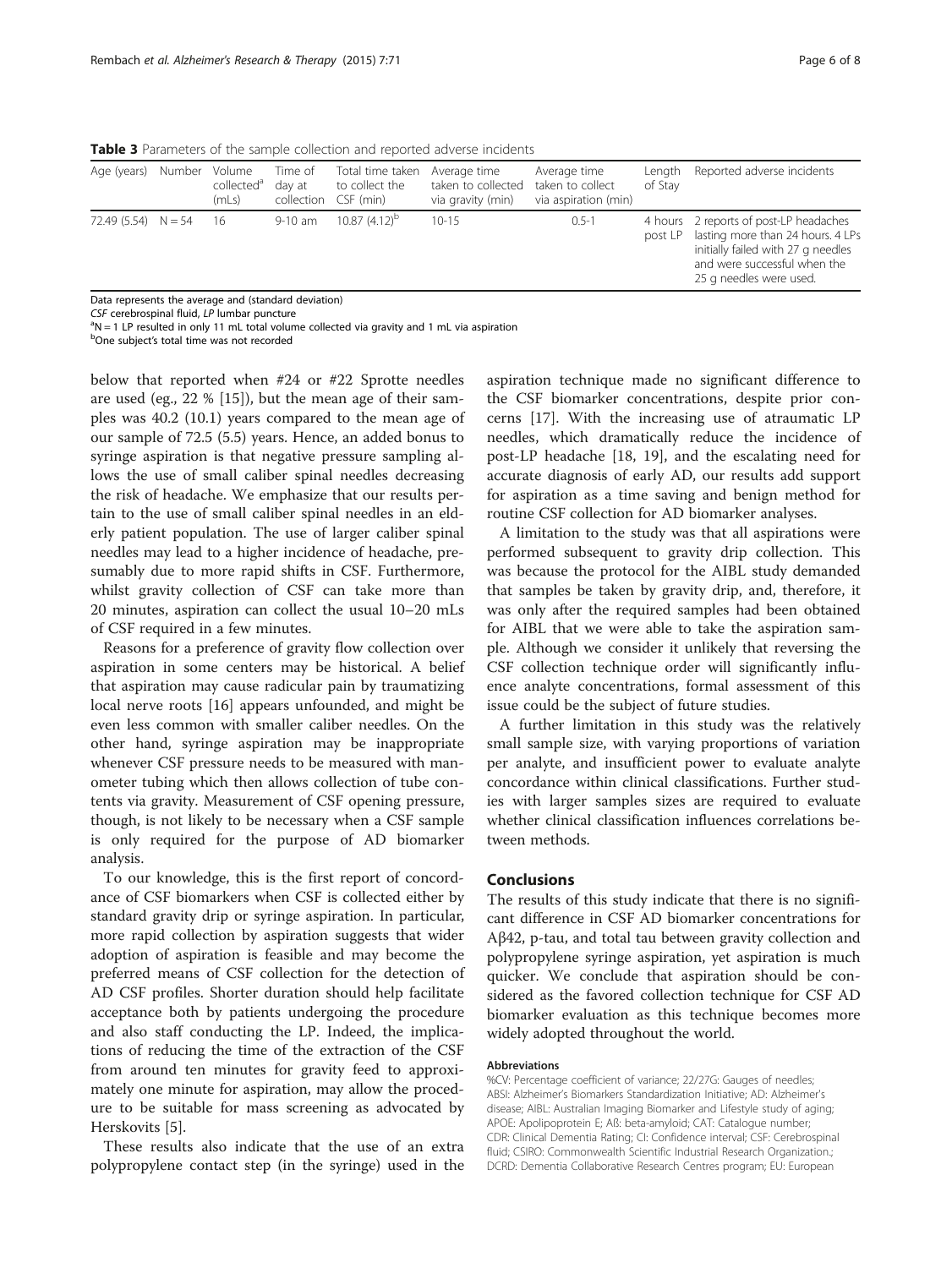**Table 3** Parameters of the sample collection and reported adverse incidents

| Age (years) | Number | Volume collected[a] (mLs) | Time of day at collection | Total time taken to collect the CSF (min) | Average time taken to collected via gravity (min) | Average time taken to collect via aspiration (min) | Length of Stay | Reported adverse incidents |
|---|---|---|---|---|---|---|---|---|
| 72.49 (5.54) | N = 54 | 16 | 9-10 am | 10.87 (4.12)[b] | 10-15 | 0.5-1 | 4 hours post LP | 2 reports of post-LP headaches lasting more than 24 hours. 4 LPs initially failed with 27 g needles and were successful when the 25 g needles were used. |

Data represents the average and (standard deviation)
*CSF* cerebrospinal fluid, *LP* lumbar puncture
[a]N = 1 LP resulted in only 11 mL total volume collected via gravity and 1 mL via aspiration
[b]One subject's total time was not recorded

below that reported when #24 or #22 Sprotte needles are used (eg., 22 % [15]), but the mean age of their samples was 40.2 (10.1) years compared to the mean age of our sample of 72.5 (5.5) years. Hence, an added bonus to syringe aspiration is that negative pressure sampling allows the use of small caliber spinal needles decreasing the risk of headache. We emphasize that our results pertain to the use of small caliber spinal needles in an elderly patient population. The use of larger caliber spinal needles may lead to a higher incidence of headache, presumably due to more rapid shifts in CSF. Furthermore, whilst gravity collection of CSF can take more than 20 minutes, aspiration can collect the usual 10–20 mLs of CSF required in a few minutes.

Reasons for a preference of gravity flow collection over aspiration in some centers may be historical. A belief that aspiration may cause radicular pain by traumatizing local nerve roots [16] appears unfounded, and might be even less common with smaller caliber needles. On the other hand, syringe aspiration may be inappropriate whenever CSF pressure needs to be measured with manometer tubing which then allows collection of tube contents via gravity. Measurement of CSF opening pressure, though, is not likely to be necessary when a CSF sample is only required for the purpose of AD biomarker analysis.

To our knowledge, this is the first report of concordance of CSF biomarkers when CSF is collected either by standard gravity drip or syringe aspiration. In particular, more rapid collection by aspiration suggests that wider adoption of aspiration is feasible and may become the preferred means of CSF collection for the detection of AD CSF profiles. Shorter duration should help facilitate acceptance both by patients undergoing the procedure and also staff conducting the LP. Indeed, the implications of reducing the time of the extraction of the CSF from around ten minutes for gravity feed to approximately one minute for aspiration, may allow the procedure to be suitable for mass screening as advocated by Herskovits [5].

These results also indicate that the use of an extra polypropylene contact step (in the syringe) used in the aspiration technique made no significant difference to the CSF biomarker concentrations, despite prior concerns [17]. With the increasing use of atraumatic LP needles, which dramatically reduce the incidence of post-LP headache [18, 19], and the escalating need for accurate diagnosis of early AD, our results add support for aspiration as a time saving and benign method for routine CSF collection for AD biomarker analyses.

A limitation to the study was that all aspirations were performed subsequent to gravity drip collection. This was because the protocol for the AIBL study demanded that samples be taken by gravity drip, and, therefore, it was only after the required samples had been obtained for AIBL that we were able to take the aspiration sample. Although we consider it unlikely that reversing the CSF collection technique order will significantly influence analyte concentrations, formal assessment of this issue could be the subject of future studies.

A further limitation in this study was the relatively small sample size, with varying proportions of variation per analyte, and insufficient power to evaluate analyte concordance within clinical classifications. Further studies with larger samples sizes are required to evaluate whether clinical classification influences correlations between methods.

## Conclusions

The results of this study indicate that there is no significant difference in CSF AD biomarker concentrations for Aβ42, p-tau, and total tau between gravity collection and polypropylene syringe aspiration, yet aspiration is much quicker. We conclude that aspiration should be considered as the favored collection technique for CSF AD biomarker evaluation as this technique becomes more widely adopted throughout the world.

#### Abbreviations

%CV: Percentage coefficient of variance; 22/27G: Gauges of needles; ABSI: Alzheimer's Biomarkers Standardization Initiative; AD: Alzheimer's disease; AIBL: Australian Imaging Biomarker and Lifestyle study of aging; APOE: Apolipoprotein E; Aß: beta-amyloid; CAT: Catalogue number; CDR: Clinical Dementia Rating; CI: Confidence interval; CSF: Cerebrospinal fluid; CSIRO: Commonwealth Scientific Industrial Research Organization.; DCRD: Dementia Collaborative Research Centres program; EU: European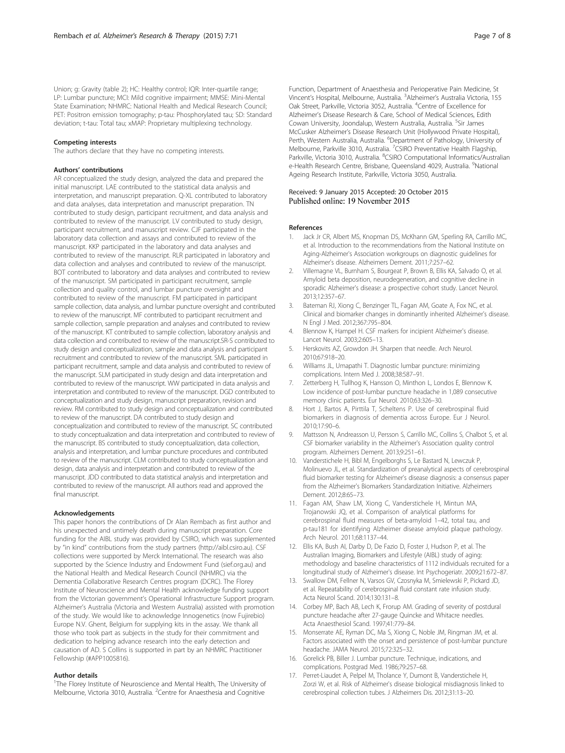Union; g: Gravity (table 2); HC: Healthy control; IQR: Inter-quartile range; LP: Lumbar puncture; MCI: Mild cognitive impairment; MMSE: Mini-Mental State Examination; NHMRC: National Health and Medical Research Council; PET: Positron emission tomography; p-tau: Phosphorylated tau; SD: Standard deviation; t-tau: Total tau; xMAP: Proprietary multiplexing technology.

#### Competing interests

The authors declare that they have no competing interests.

#### Authors' contributions

AR conceptualized the study design, analyzed the data and prepared the initial manuscript. LAE contributed to the statistical data analysis and interpretation, and manuscript preparation. Q-XL contributed to laboratory and data analyses, data interpretation and manuscript preparation. TN contributed to study design, participant recruitment, and data analysis and contributed to review of the manuscript. LV contributed to study design, participant recruitment, and manuscript review. CJF participated in the laboratory data collection and assays and contributed to review of the manuscript. KKP participated in the laboratory and data analyses and contributed to review of the manuscript. RLR participated in laboratory and data collection and analyses and contributed to review of the manuscript. BOT contributed to laboratory and data analyses and contributed to review of the manuscript. SM participated in participant recruitment, sample collection and quality control, and lumbar puncture oversight and contributed to review of the manuscript. FM participated in participant sample collection, data analysis, and lumbar puncture oversight and contributed to review of the manuscript. MF contributed to participant recruitment and sample collection, sample preparation and analyses and contributed to review of the manuscript. KT contributed to sample collection, laboratory analysis and data collection and contributed to review of the manuscript.SR-S contributed to study design and conceptualization, sample and data analysis and participant recruitment and contributed to review of the manuscript. SML participated in participant recruitment, sample and data analysis and contributed to review of the manuscript. SLM participated in study design and data interpretation and contributed to review of the manuscript. WW participated in data analysis and interpretation and contributed to review of the manuscript. DGD contributed to conceptualization and study design, manuscript preparation, revision and review. RM contributed to study design and conceptualization and contributed to review of the manuscript. DA contributed to study design and conceptualization and contributed to review of the manuscript. SC contributed to study conceptualization and data interpretation and contributed to review of the manuscript. BS contributed to study conceptualization, data collection, analysis and interpretation, and lumbar puncture procedures and contributed to review of the manuscript. CLM contributed to study conceptualization and design, data analysis and interpretation and contributed to review of the manuscript. JDD contributed to data statistical analysis and interpretation and contributed to review of the manuscript. All authors read and approved the final manuscript.

#### Acknowledgements

This paper honors the contributions of Dr Alan Rembach as first author and his unexpected and untimely death during manuscript preparation. Core funding for the AIBL study was provided by CSIRO, which was supplemented by "in kind" contributions from the study partners (http://aibl.csiro.au). CSF collections were supported by Merck International. The research was also supported by the Science Industry and Endowment Fund (sief.org.au) and the National Health and Medical Research Council (NHMRC) via the Dementia Collaborative Research Centres program (DCRC). The Florey Institute of Neuroscience and Mental Health acknowledge funding support from the Victorian government's Operational Infrastructure Support program. Alzheimer's Australia (Victoria and Western Australia) assisted with promotion of the study. We would like to acknowledge Innogenetics (now Fujirebio) Europe N.V. Ghent, Belgium for supplying kits in the assay. We thank all those who took part as subjects in the study for their commitment and dedication to helping advance research into the early detection and causation of AD. S Collins is supported in part by an NHMRC Practitioner Fellowship (#APP1005816).

#### Author details

[1]The Florey Institute of Neuroscience and Mental Health, The University of Melbourne, Victoria 3010, Australia. [2]Centre for Anaesthesia and Cognitive Function, Department of Anaesthesia and Perioperative Pain Medicine, St Vincent's Hospital, Melbourne, Australia. [3]Alzheimer's Australia Victoria, 155 Oak Street, Parkville, Victoria 3052, Australia. [4]Centre of Excellence for Alzheimer's Disease Research & Care, School of Medical Sciences, Edith Cowan University, Joondalup, Western Australia, Australia. [5]Sir James McCusker Alzheimer's Disease Research Unit (Hollywood Private Hospital), Perth, Western Australia, Australia. [6]Department of Pathology, University of Melbourne, Parkville 3010, Australia. [7]CSIRO Preventative Health Flagship, Parkville, Victoria 3010, Australia. [8]CSIRO Computational Informatics/Australian e-Health Research Centre, Brisbane, Queensland 4029, Australia. [9]National Ageing Research Institute, Parkville, Victoria 3050, Australia.

Received: 9 January 2015 Accepted: 20 October 2015
Published online: 19 November 2015

#### References

1. Jack Jr CR, Albert MS, Knopman DS, McKhann GM, Sperling RA, Carrillo MC, et al. Introduction to the recommendations from the National Institute on Aging-Alzheimer's Association workgroups on diagnostic guidelines for Alzheimer's disease. Alzheimers Dement. 2011;7:257–62.
2. Villemagne VL, Burnham S, Bourgeat P, Brown B, Ellis KA, Salvado O, et al. Amyloid beta deposition, neurodegeneration, and cognitive decline in sporadic Alzheimer's disease: a prospective cohort study. Lancet Neurol. 2013;12:357–67.
3. Bateman RJ, Xiong C, Benzinger TL, Fagan AM, Goate A, Fox NC, et al. Clinical and biomarker changes in dominantly inherited Alzheimer's disease. N Engl J Med. 2012;367:795–804.
4. Blennow K, Hampel H. CSF markers for incipient Alzheimer's disease. Lancet Neurol. 2003;2:605–13.
5. Herskovits AZ, Growdon JH. Sharpen that needle. Arch Neurol. 2010;67:918–20.
6. Williams JL, Umapathi T. Diagnostic lumbar puncture: minimizing complications. Intern Med J. 2008;38:587–91.
7. Zetterberg H, Tullhog K, Hansson O, Minthon L, Londos E, Blennow K. Low incidence of post-lumbar puncture headache in 1,089 consecutive memory clinic patients. Eur Neurol. 2010;63:326–30.
8. Hort J, Bartos A, Pirttila T, Scheltens P. Use of cerebrospinal fluid biomarkers in diagnosis of dementia across Europe. Eur J Neurol. 2010;17:90–6.
9. Mattsson N, Andreasson U, Persson S, Carrillo MC, Collins S, Chalbot S, et al. CSF biomarker variability in the Alzheimer's Association quality control program. Alzheimers Dement. 2013;9:251–61.
10. Vanderstichele H, Bibl M, Engelborghs S, Le Bastard N, Lewczuk P, Molinuevo JL, et al. Standardization of preanalytical aspects of cerebrospinal fluid biomarker testing for Alzheimer's disease diagnosis: a consensus paper from the Alzheimer's Biomarkers Standardization Initiative. Alzheimers Dement. 2012;8:65–73.
11. Fagan AM, Shaw LM, Xiong C, Vanderstichele H, Mintun MA, Trojanowski JQ, et al. Comparison of analytical platforms for cerebrospinal fluid measures of beta-amyloid 1–42, total tau, and p-tau181 for identifying Alzheimer disease amyloid plaque pathology. Arch Neurol. 2011;68:1137–44.
12. Ellis KA, Bush AI, Darby D, De Fazio D, Foster J, Hudson P, et al. The Australian Imaging, Biomarkers and Lifestyle (AIBL) study of aging: methodology and baseline characteristics of 1112 individuals recruited for a longitudinal study of Alzheimer's disease. Int Psychogeriatr. 2009;21:672–87.
13. Swallow DM, Fellner N, Varsos GV, Czosnyka M, Smielewski P, Pickard JD, et al. Repeatability of cerebrospinal fluid constant rate infusion study. Acta Neurol Scand. 2014;130:131–8.
14. Corbey MP, Bach AB, Lech K, Frorup AM. Grading of severity of postdural puncture headache after 27-gauge Quincke and Whitacre needles. Acta Anaesthesiol Scand. 1997;41:779–84.
15. Monserrate AE, Ryman DC, Ma S, Xiong C, Noble JM, Ringman JM, et al. Factors associated with the onset and persistence of post-lumbar puncture headache. JAMA Neurol. 2015;72:325–32.
16. Gorelick PB, Biller J. Lumbar puncture. Technique, indications, and complications. Postgrad Med. 1986;79:257–68.
17. Perret-Liaudet A, Pelpel M, Tholance Y, Dumont B, Vanderstichele H, Zorzi W, et al. Risk of Alzheimer's disease biological misdiagnosis linked to cerebrospinal collection tubes. J Alzheimers Dis. 2012;31:13–20.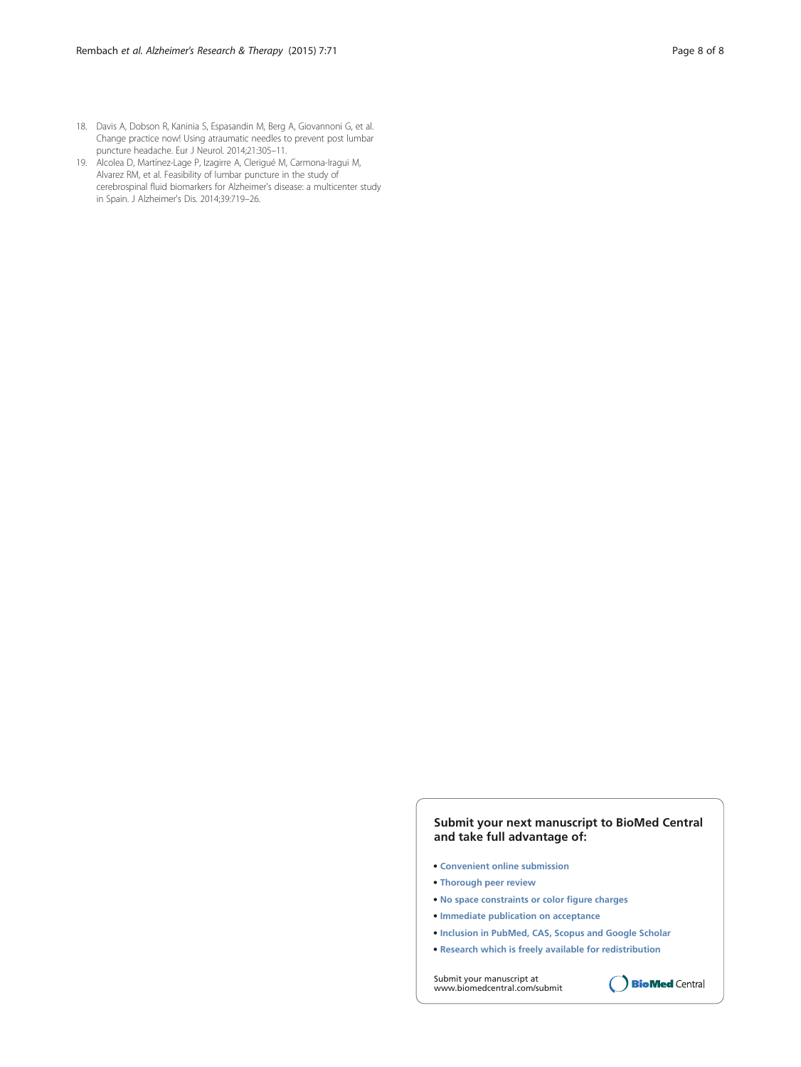18. Davis A, Dobson R, Kaninia S, Espasandin M, Berg A, Giovannoni G, et al. Change practice now! Using atraumatic needles to prevent post lumbar puncture headache. Eur J Neurol. 2014;21:305–11.
19. Alcolea D, Martínez-Lage P, Izagirre A, Clerigué M, Carmona-Iragui M, Alvarez RM, et al. Feasibility of lumbar puncture in the study of cerebrospinal fluid biomarkers for Alzheimer's disease: a multicenter study in Spain. J Alzheimer's Dis. 2014;39:719–26.

**Submit your next manuscript to BioMed Central and take full advantage of:**

- **Convenient online submission**
- **Thorough peer review**
- **No space constraints or color figure charges**
- **Immediate publication on acceptance**
- **Inclusion in PubMed, CAS, Scopus and Google Scholar**
- **Research which is freely available for redistribution**

Submit your manuscript at
www.biomedcentral.com/submit

BioMed Central